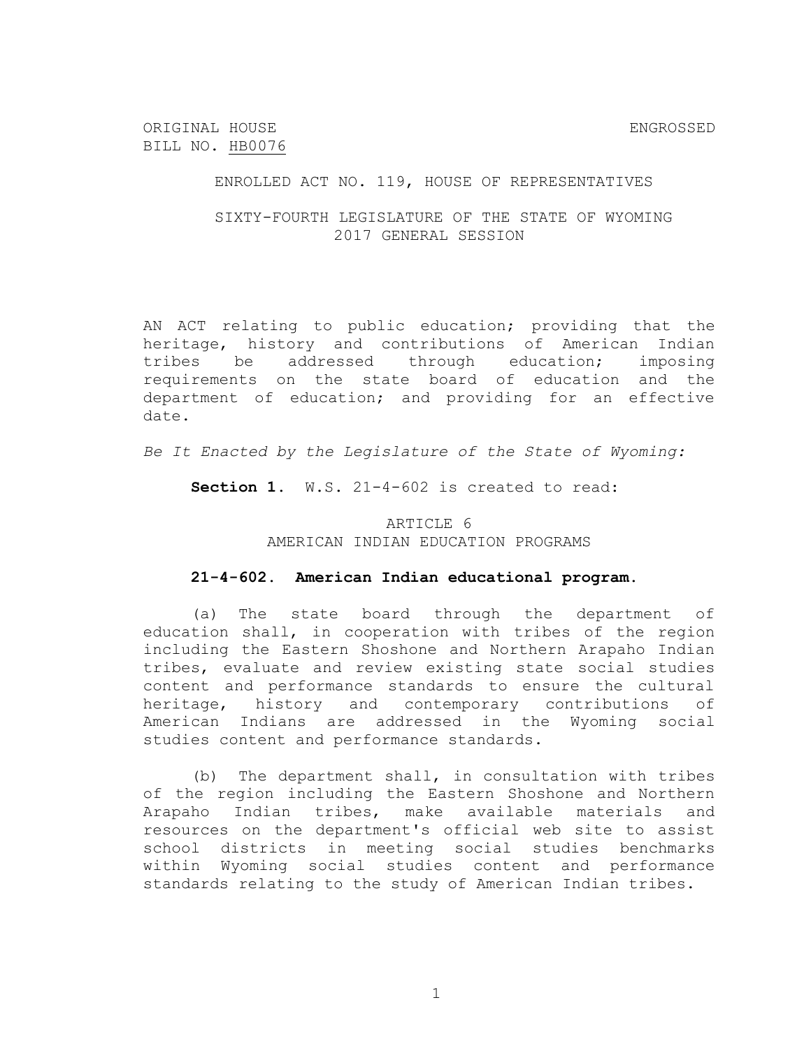ORIGINAL HOUSE BILL NO. HB0076

ENGROSSED

ENROLLED ACT NO. 119, HOUSE OF REPRESENTATIVES

SIXTY-FOURTH LEGISLATURE OF THE STATE OF WYOMING
2017 GENERAL SESSION

AN ACT relating to public education; providing that the heritage, history and contributions of American Indian tribes be addressed through education; imposing requirements on the state board of education and the department of education; and providing for an effective date.

*Be It Enacted by the Legislature of the State of Wyoming:*

**Section 1.** W.S. 21-4-602 is created to read:

ARTICLE 6
AMERICAN INDIAN EDUCATION PROGRAMS

**21-4-602. American Indian educational program.**

(a) The state board through the department of education shall, in cooperation with tribes of the region including the Eastern Shoshone and Northern Arapaho Indian tribes, evaluate and review existing state social studies content and performance standards to ensure the cultural heritage, history and contemporary contributions of American Indians are addressed in the Wyoming social studies content and performance standards.

(b) The department shall, in consultation with tribes of the region including the Eastern Shoshone and Northern Arapaho Indian tribes, make available materials and resources on the department's official web site to assist school districts in meeting social studies benchmarks within Wyoming social studies content and performance standards relating to the study of American Indian tribes.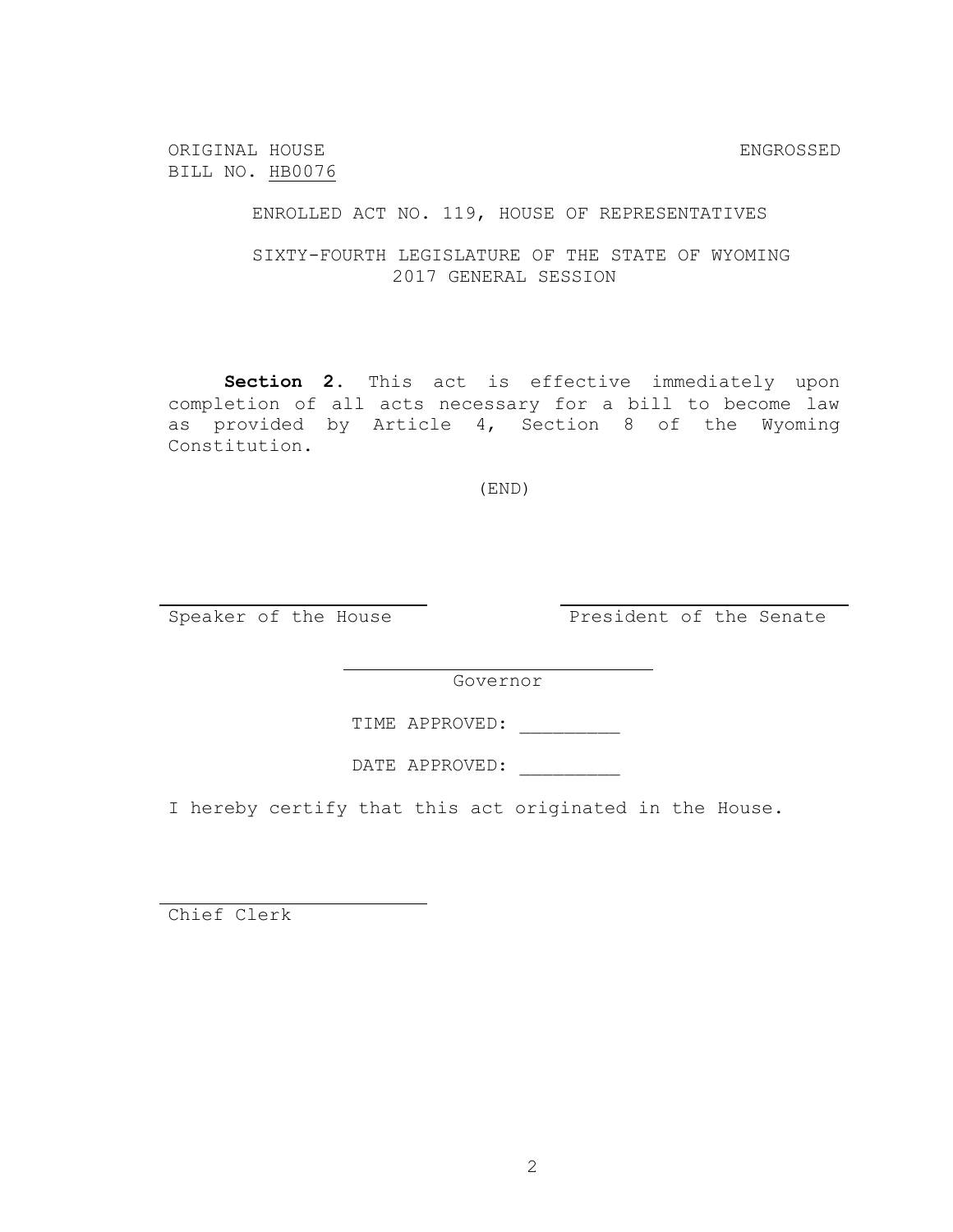ORIGINAL HOUSE
BILL NO. HB0076

ENGROSSED

ENROLLED ACT NO. 119, HOUSE OF REPRESENTATIVES

SIXTY-FOURTH LEGISLATURE OF THE STATE OF WYOMING
2017 GENERAL SESSION

**Section 2**. This act is effective immediately upon completion of all acts necessary for a bill to become law as provided by Article 4, Section 8 of the Wyoming Constitution.

(END)

Speaker of the House

President of the Senate

Governor

TIME APPROVED: _________

DATE APPROVED: _________

I hereby certify that this act originated in the House.

Chief Clerk